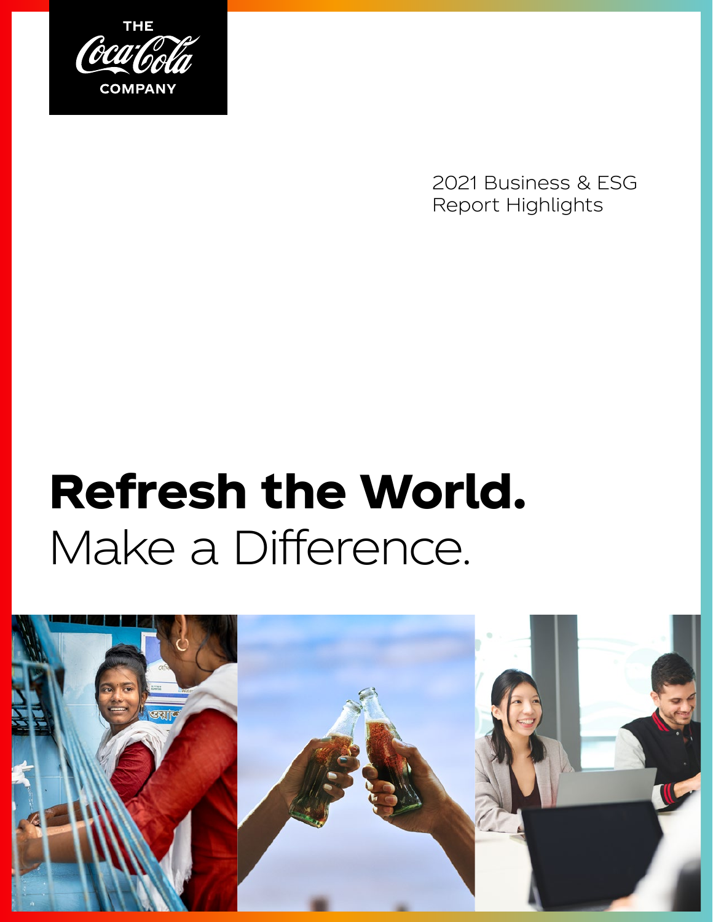THE Coca-Cola COMPANY

2021 Business & ESG Report Highlights

# Refresh the World.

Make a Difference.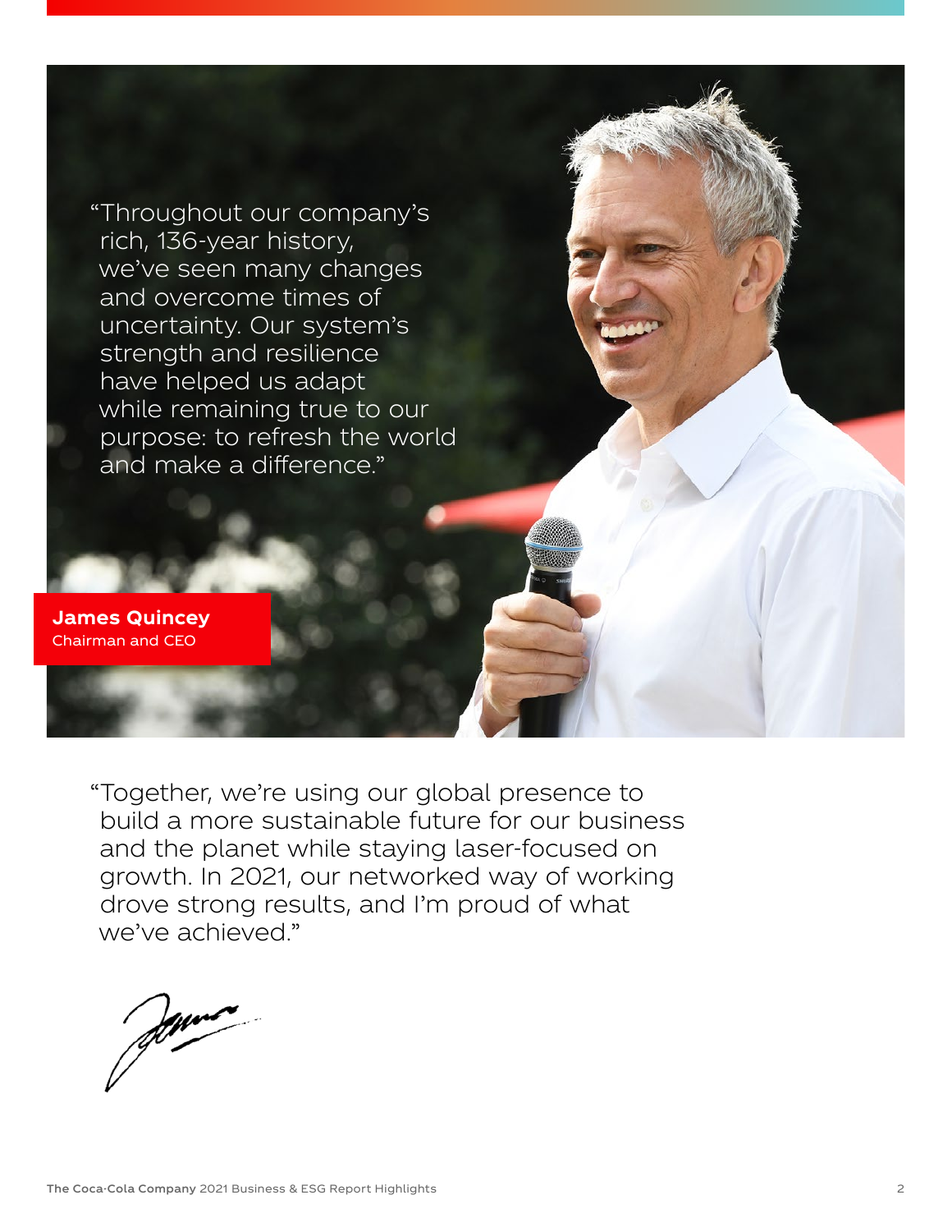"Throughout our company's rich, 136-year history, we've seen many changes and overcome times of uncertainty. Our system's strength and resilience have helped us adapt while remaining true to our purpose: to refresh the world and make a difference."

**James Quincey**
Chairman and CEO

"Together, we're using our global presence to build a more sustainable future for our business and the planet while staying laser-focused on growth. In 2021, our networked way of working drove strong results, and I'm proud of what we've achieved."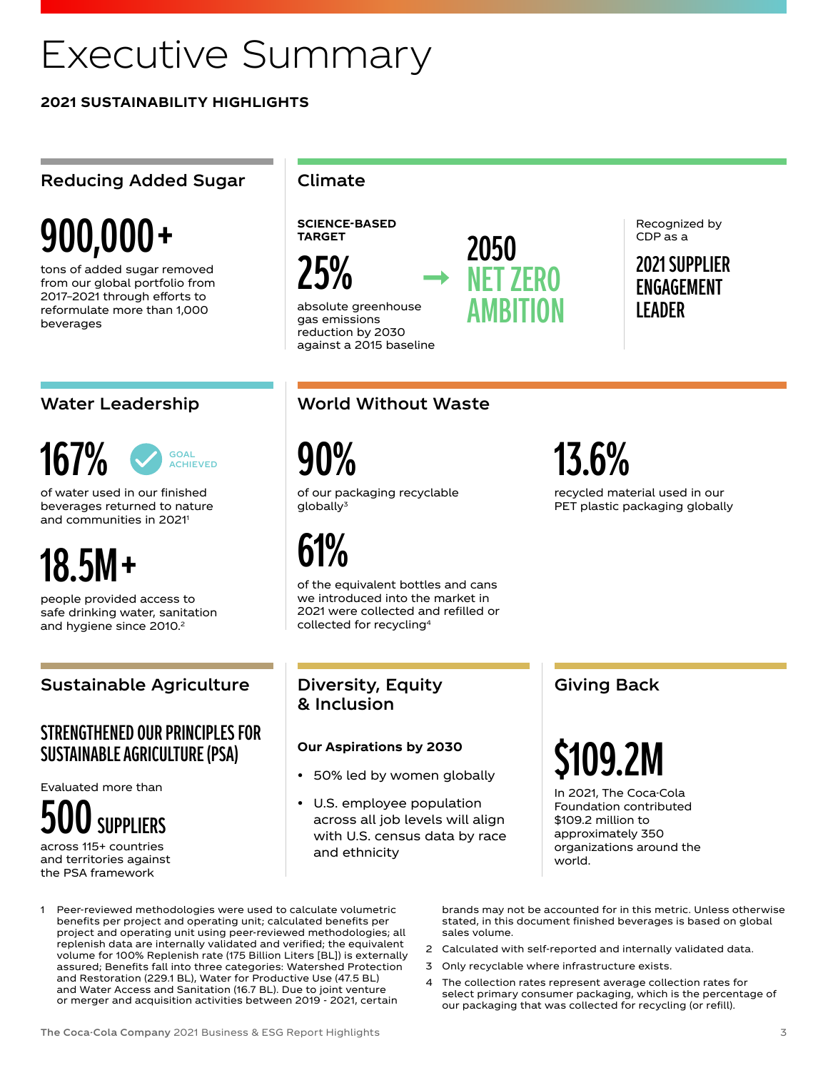# Executive Summary

**2021 SUSTAINABILITY HIGHLIGHTS**

## Reducing Added Sugar

**900,000+**

tons of added sugar removed from our global portfolio from 2017–2021 through efforts to reformulate more than 1,000 beverages

## Climate

**SCIENCE-BASED TARGET**

**25%**

absolute greenhouse gas emissions reduction by 2030 against a 2015 baseline

→ **2050 NET ZERO AMBITION**

Recognized by CDP as a

**2021 SUPPLIER ENGAGEMENT LEADER**

## Water Leadership

**167%** GOAL ACHIEVED

of water used in our finished beverages returned to nature and communities in 2021[1]

**18.5M+**

people provided access to safe drinking water, sanitation and hygiene since 2010.[2]

## World Without Waste

**90%**

of our packaging recyclable globally[3]

**61%**

of the equivalent bottles and cans we introduced into the market in 2021 were collected and refilled or collected for recycling[4]

**13.6%**

recycled material used in our PET plastic packaging globally

## Sustainable Agriculture

**STRENGTHENED OUR PRINCIPLES FOR SUSTAINABLE AGRICULTURE (PSA)**

Evaluated more than

**500 SUPPLIERS**

across 115+ countries and territories against the PSA framework

## Diversity, Equity & Inclusion

**Our Aspirations by 2030**

- 50% led by women globally
- U.S. employee population across all job levels will align with U.S. census data by race and ethnicity

## Giving Back

**$109.2M**

In 2021, The Coca-Cola Foundation contributed $109.2 million to approximately 350 organizations around the world.

1 Peer-reviewed methodologies were used to calculate volumetric benefits per project and operating unit; calculated benefits per project and operating unit using peer-reviewed methodologies; all replenish data are internally validated and verified; the equivalent volume for 100% Replenish rate (175 Billion Liters [BL]) is externally assured; Benefits fall into three categories: Watershed Protection and Restoration (229.1 BL), Water for Productive Use (47.5 BL) and Water Access and Sanitation (16.7 BL). Due to joint venture or merger and acquisition activities between 2019 - 2021, certain brands may not be accounted for in this metric. Unless otherwise stated, in this document finished beverages is based on global sales volume.

2 Calculated with self-reported and internally validated data.

3 Only recyclable where infrastructure exists.

4 The collection rates represent average collection rates for select primary consumer packaging, which is the percentage of our packaging that was collected for recycling (or refill).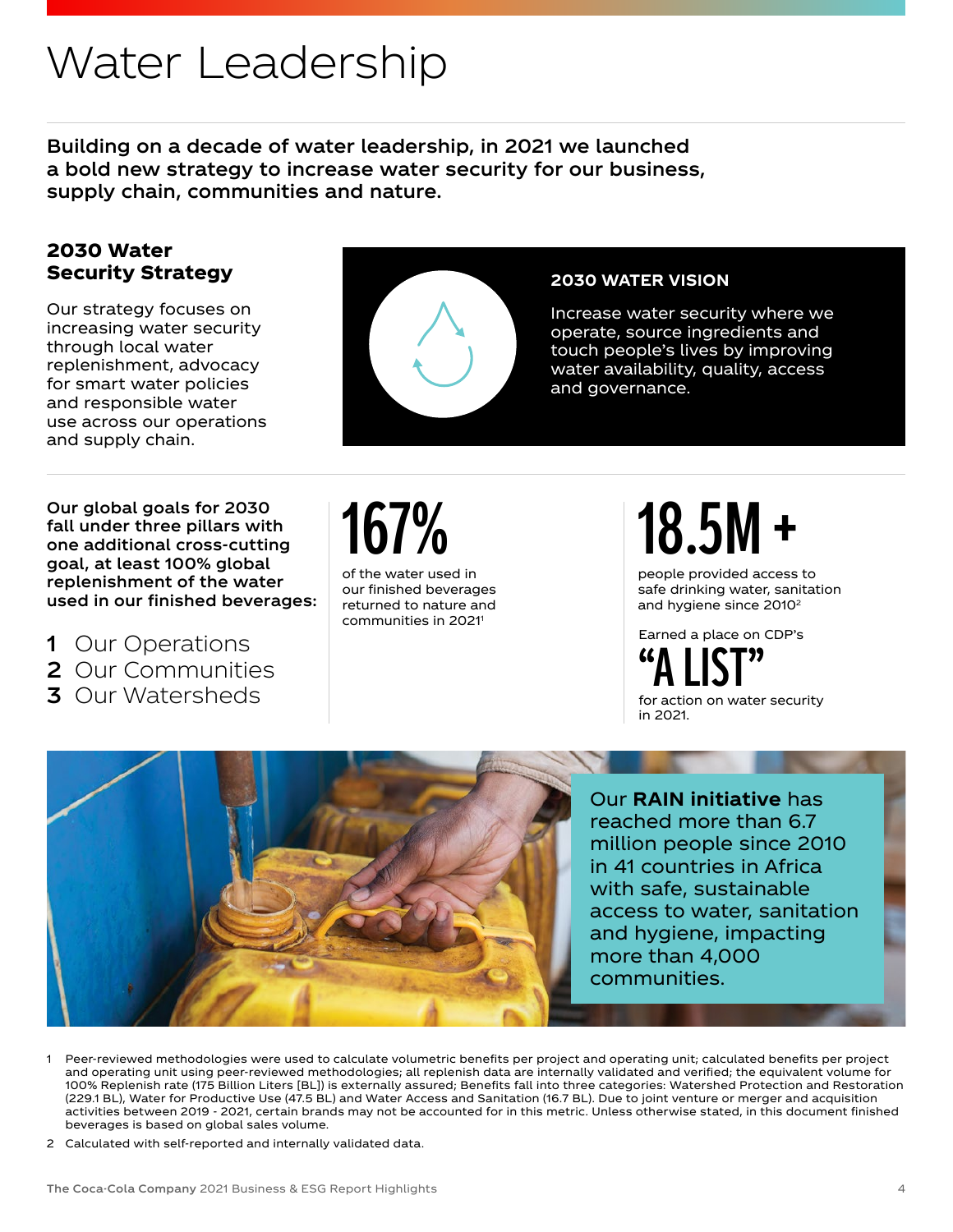# Water Leadership

**Building on a decade of water leadership, in 2021 we launched a bold new strategy to increase water security for our business, supply chain, communities and nature.**

### 2030 Water Security Strategy

Our strategy focuses on increasing water security through local water replenishment, advocacy for smart water policies and responsible water use across our operations and supply chain.

**2030 WATER VISION**

Increase water security where we operate, source ingredients and touch people's lives by improving water availability, quality, access and governance.

**Our global goals for 2030 fall under three pillars with one additional cross-cutting goal, at least 100% global replenishment of the water used in our finished beverages:**

1. Our Operations
2. Our Communities
3. Our Watersheds

**167%**

of the water used in our finished beverages returned to nature and communities in 2021[1]

**18.5M +**

people provided access to safe drinking water, sanitation and hygiene since 2010[2]

Earned a place on CDP's

**"A LIST"**

for action on water security in 2021.

Our **RAIN initiative** has reached more than 6.7 million people since 2010 in 41 countries in Africa with safe, sustainable access to water, sanitation and hygiene, impacting more than 4,000 communities.

1 Peer-reviewed methodologies were used to calculate volumetric benefits per project and operating unit; calculated benefits per project and operating unit using peer-reviewed methodologies; all replenish data are internally validated and verified; the equivalent volume for 100% Replenish rate (175 Billion Liters [BL]) is externally assured; Benefits fall into three categories: Watershed Protection and Restoration (229.1 BL), Water for Productive Use (47.5 BL) and Water Access and Sanitation (16.7 BL). Due to joint venture or merger and acquisition activities between 2019 - 2021, certain brands may not be accounted for in this metric. Unless otherwise stated, in this document finished beverages is based on global sales volume.

2 Calculated with self-reported and internally validated data.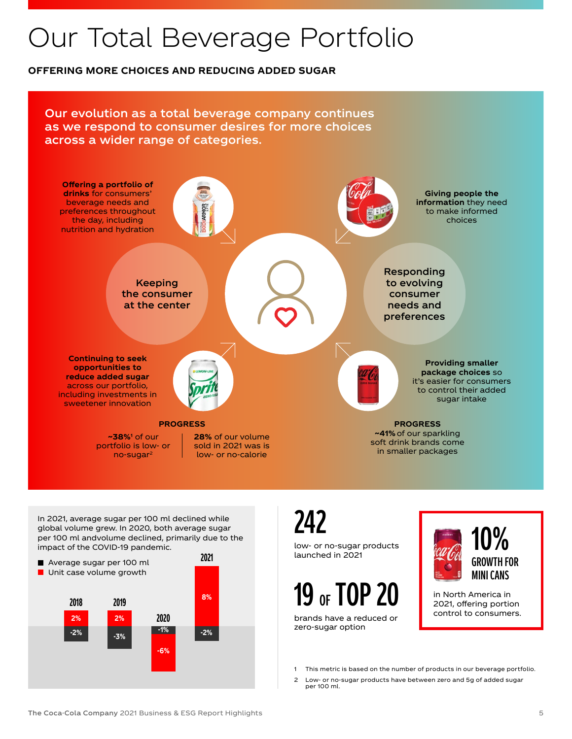# Our Total Beverage Portfolio

**OFFERING MORE CHOICES AND REDUCING ADDED SUGAR**

## Our evolution as a total beverage company continues as we respond to consumer desires for more choices across a wider range of categories.

**Offering a portfolio of drinks** for consumers' beverage needs and preferences throughout the day, including nutrition and hydration

**Giving people the information** they need to make informed choices

Keeping the consumer at the center

Responding to evolving consumer needs and preferences

**Continuing to seek opportunities to reduce added sugar** across our portfolio, including investments in sweetener innovation

**Providing smaller package choices** so it's easier for consumers to control their added sugar intake

**PROGRESS**

**~38%**[1] of our portfolio is low- or no-sugar[2]

**28%** of our volume sold in 2021 was is low- or no-calorie

**PROGRESS**

**~41%** of our sparkling soft drink brands come in smaller packages

In 2021, average sugar per 100 ml declined while global volume grew. In 2020, both average sugar per 100 ml andvolume declined, primarily due to the impact of the COVID-19 pandemic.

| | 2018 | 2019 | 2020 | 2021 |
|---|---|---|---|---|
| Average sugar per 100 ml | -2% | -3% | -1% | -2% |
| Unit case volume growth | 2% | 2% | -6% | 8% |

**242**

low- or no-sugar products launched in 2021

**19 OF TOP 20**

brands have a reduced or zero-sugar option

**10%**

**GROWTH FOR MINI CANS**

in North America in 2021, offering portion control to consumers.

1 This metric is based on the number of products in our beverage portfolio.

2 Low- or no-sugar products have between zero and 5g of added sugar per 100 ml.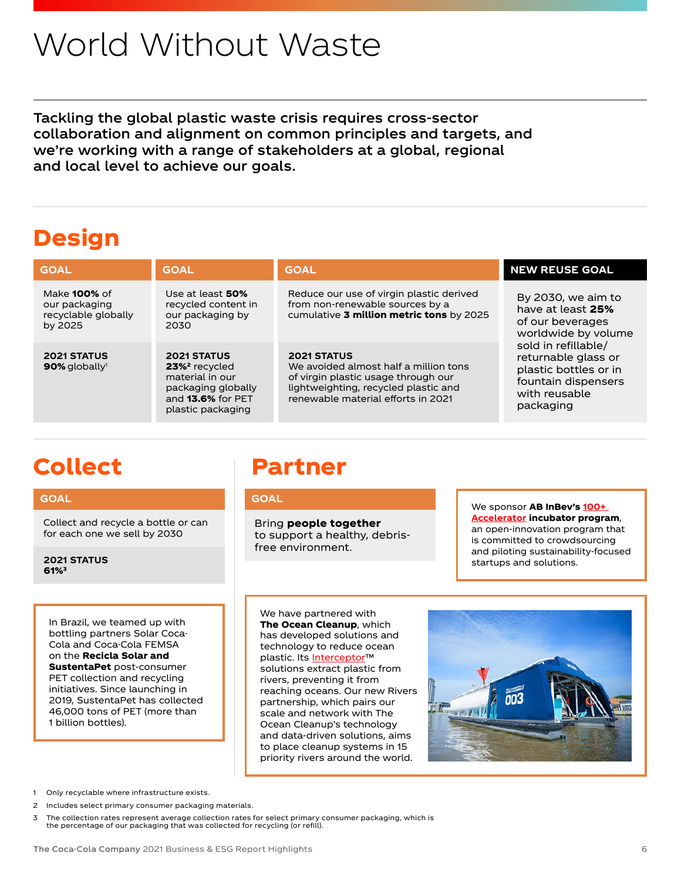# World Without Waste

**Tackling the global plastic waste crisis requires cross-sector collaboration and alignment on common principles and targets, and we're working with a range of stakeholders at a global, regional and local level to achieve our goals.**

## Design

| GOAL | GOAL | GOAL |
|---|---|---|
| Make **100%** of our packaging recyclable globally by 2025 | Use at least **50%** recycled content in our packaging by 2030 | Reduce our use of virgin plastic derived from non-renewable sources by a cumulative **3 million metric tons** by 2025 |
| **2021 STATUS** **90%** globally[1] | **2021 STATUS** **23%[2]** recycled material in our packaging globally and **13.6%** for PET plastic packaging | **2021 STATUS** We avoided almost half a million tons of virgin plastic usage through our lightweighting, recycled plastic and renewable material efforts in 2021 |

**NEW REUSE GOAL**

By 2030, we aim to have at least **25%** of our beverages worldwide by volume sold in refillable/returnable glass or plastic bottles or in fountain dispensers with reusable packaging

## Collect

**GOAL**

Collect and recycle a bottle or can for each one we sell by 2030

**2021 STATUS**
**61%[3]**

In Brazil, we teamed up with bottling partners Solar Coca-Cola and Coca-Cola FEMSA on the **Recicla Solar and SustentaPet** post-consumer PET collection and recycling initiatives. Since launching in 2019, SustentaPet has collected 46,000 tons of PET (more than 1 billion bottles).

## Partner

**GOAL**

Bring **people together** to support a healthy, debris-free environment.

We sponsor **AB InBev's** 100+ Accelerator **incubator program**, an open-innovation program that is committed to crowdsourcing and piloting sustainability-focused startups and solutions.

We have partnered with **The Ocean Cleanup**, which has developed solutions and technology to reduce ocean plastic. Its Interceptor™ solutions extract plastic from rivers, preventing it from reaching oceans. Our new Rivers partnership, which pairs our scale and network with The Ocean Cleanup's technology and data-driven solutions, aims to place cleanup systems in 15 priority rivers around the world.

1 Only recyclable where infrastructure exists.

2 Includes select primary consumer packaging materials.

3 The collection rates represent average collection rates for select primary consumer packaging, which is the percentage of our packaging that was collected for recycling (or refill).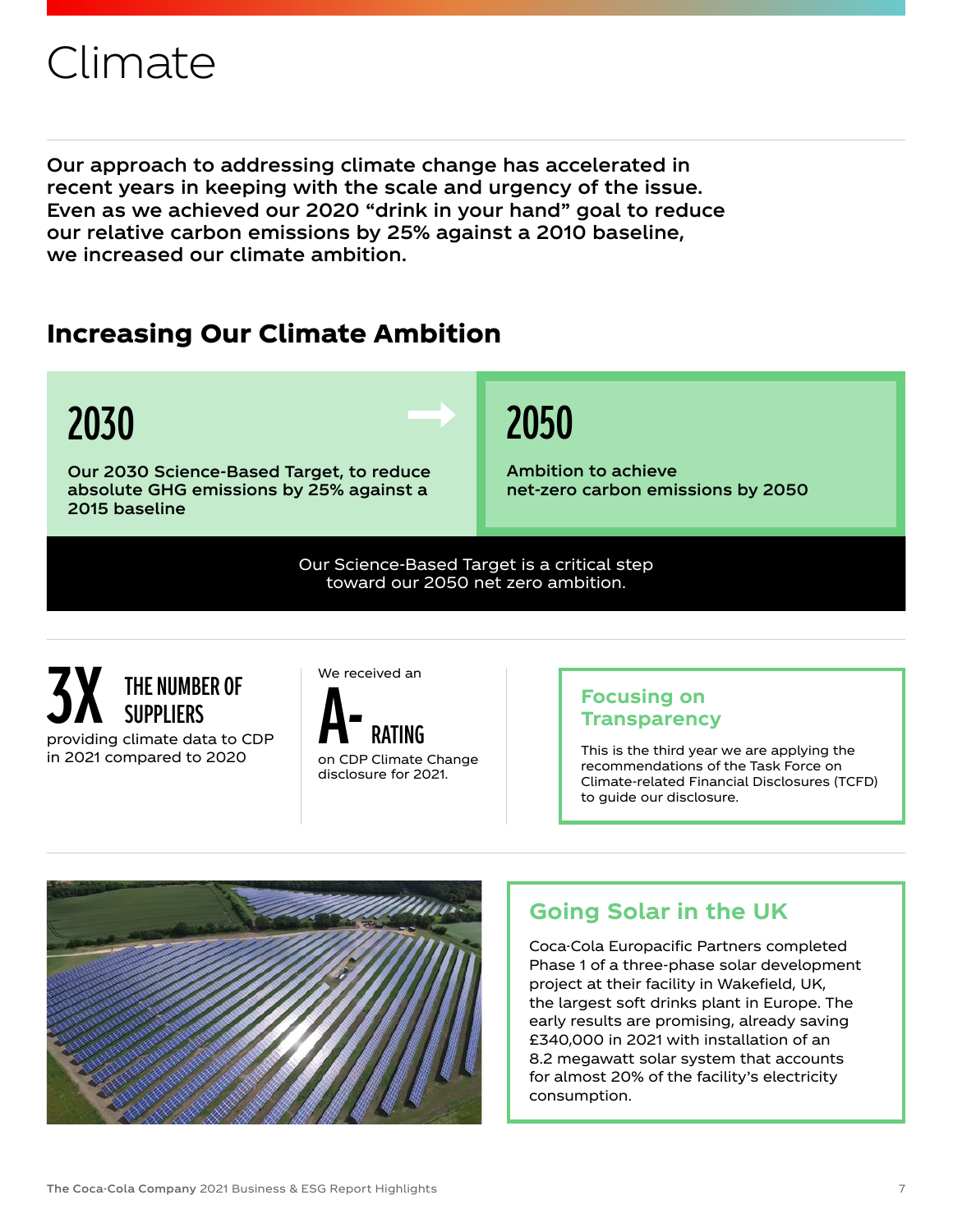# Climate

**Our approach to addressing climate change has accelerated in recent years in keeping with the scale and urgency of the issue. Even as we achieved our 2020 "drink in your hand" goal to reduce our relative carbon emissions by 25% against a 2010 baseline, we increased our climate ambition.**

## Increasing Our Climate Ambition

### 2030

**Our 2030 Science-Based Target, to reduce absolute GHG emissions by 25% against a 2015 baseline**

### 2050

**Ambition to achieve net-zero carbon emissions by 2050**

Our Science-Based Target is a critical step toward our 2050 net zero ambition.

**3X** THE NUMBER OF SUPPLIERS providing climate data to CDP in 2021 compared to 2020

We received an **A-** RATING on CDP Climate Change disclosure for 2021.

### Focusing on Transparency

This is the third year we are applying the recommendations of the Task Force on Climate-related Financial Disclosures (TCFD) to guide our disclosure.

### Going Solar in the UK

Coca-Cola Europacific Partners completed Phase 1 of a three-phase solar development project at their facility in Wakefield, UK, the largest soft drinks plant in Europe. The early results are promising, already saving £340,000 in 2021 with installation of an 8.2 megawatt solar system that accounts for almost 20% of the facility's electricity consumption.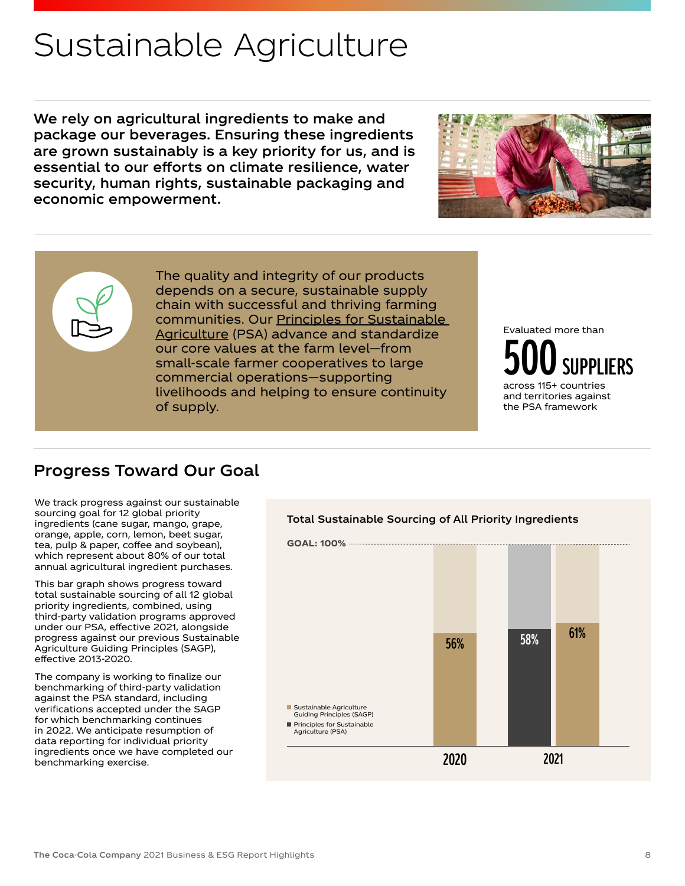# Sustainable Agriculture

**We rely on agricultural ingredients to make and package our beverages. Ensuring these ingredients are grown sustainably is a key priority for us, and is essential to our efforts on climate resilience, water security, human rights, sustainable packaging and economic empowerment.**

The quality and integrity of our products depends on a secure, sustainable supply chain with successful and thriving farming communities. Our Principles for Sustainable Agriculture (PSA) advance and standardize our core values at the farm level—from small-scale farmer cooperatives to large commercial operations—supporting livelihoods and helping to ensure continuity of supply.

Evaluated more than **500 SUPPLIERS** across 115+ countries and territories against the PSA framework

## Progress Toward Our Goal

We track progress against our sustainable sourcing goal for 12 global priority ingredients (cane sugar, mango, grape, orange, apple, corn, lemon, beet sugar, tea, pulp & paper, coffee and soybean), which represent about 80% of our total annual agricultural ingredient purchases.

This bar graph shows progress toward total sustainable sourcing of all 12 global priority ingredients, combined, using third-party validation programs approved under our PSA, effective 2021, alongside progress against our previous Sustainable Agriculture Guiding Principles (SAGP), effective 2013-2020.

The company is working to finalize our benchmarking of third-party validation against the PSA standard, including verifications accepted under the SAGP for which benchmarking continues in 2022. We anticipate resumption of data reporting for individual priority ingredients once we have completed our benchmarking exercise.

**Total Sustainable Sourcing of All Priority Ingredients**

GOAL: 100%

| Year | Sustainable Agriculture Guiding Principles (SAGP) | Principles for Sustainable Agriculture (PSA) |
|---|---|---|
| 2020 | 56% | |
| 2021 | 61% | 58% |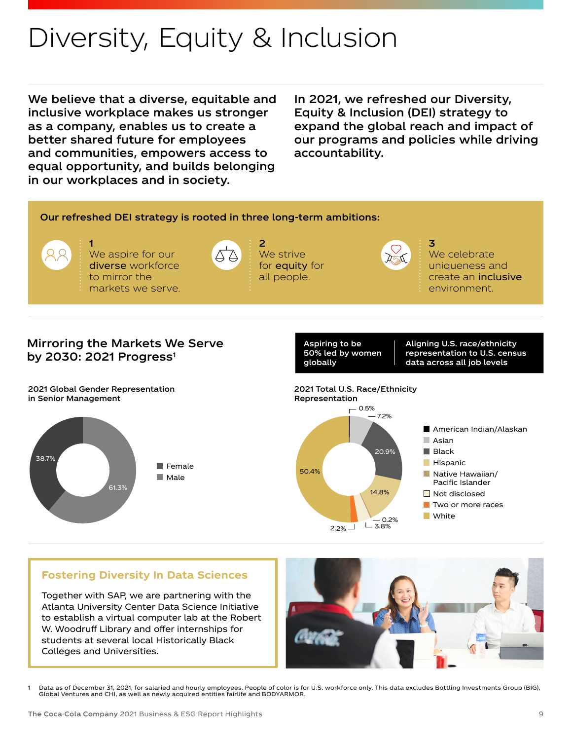# Diversity, Equity & Inclusion

**We believe that a diverse, equitable and inclusive workplace makes us stronger as a company, enables us to create a better shared future for employees and communities, empowers access to equal opportunity, and builds belonging in our workplaces and in society.**

**In 2021, we refreshed our Diversity, Equity & Inclusion (DEI) strategy to expand the global reach and impact of our programs and policies while driving accountability.**

**Our refreshed DEI strategy is rooted in three long-term ambitions:**

**1**
We aspire for our **diverse** workforce to mirror the markets we serve.

**2**
We strive for **equity** for all people.

**3**
We celebrate uniqueness and create an **inclusive** environment.

## Mirroring the Markets We Serve by 2030: 2021 Progress[1]

**Aspiring to be 50% led by women globally**

**Aligning U.S. race/ethnicity representation to U.S. census data across all job levels**

**2021 Global Gender Representation in Senior Management**

| Gender | % |
|---|---|
| Female | 38.7% |
| Male | 61.3% |

**2021 Total U.S. Race/Ethnicity Representation**

| Race/Ethnicity | % |
|---|---|
| American Indian/Alaskan | 0.5% |
| Asian | 7.2% |
| Black | 20.9% |
| Hispanic | 14.8% |
| Native Hawaiian/Pacific Islander | 0.2% |
| Not disclosed | 3.8% |
| Two or more races | 2.2% |
| White | 50.4% |

### Fostering Diversity In Data Sciences

Together with SAP, we are partnering with the Atlanta University Center Data Science Initiative to establish a virtual computer lab at the Robert W. Woodruff Library and offer internships for students at several local Historically Black Colleges and Universities.

1 Data as of December 31, 2021, for salaried and hourly employees. People of color is for U.S. workforce only. This data excludes Bottling Investments Group (BIG), Global Ventures and CHI, as well as newly acquired entities fairlife and BODYARMOR.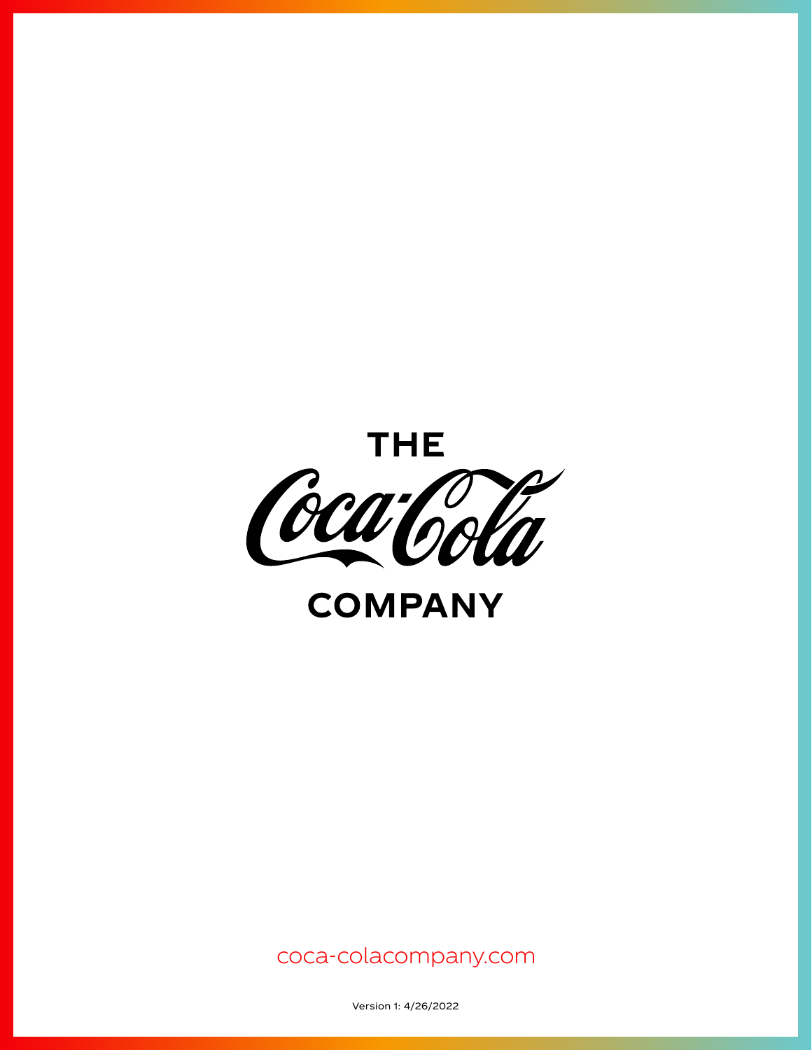THE

Coca-Cola

COMPANY

coca-colacompany.com

Version 1: 4/26/2022